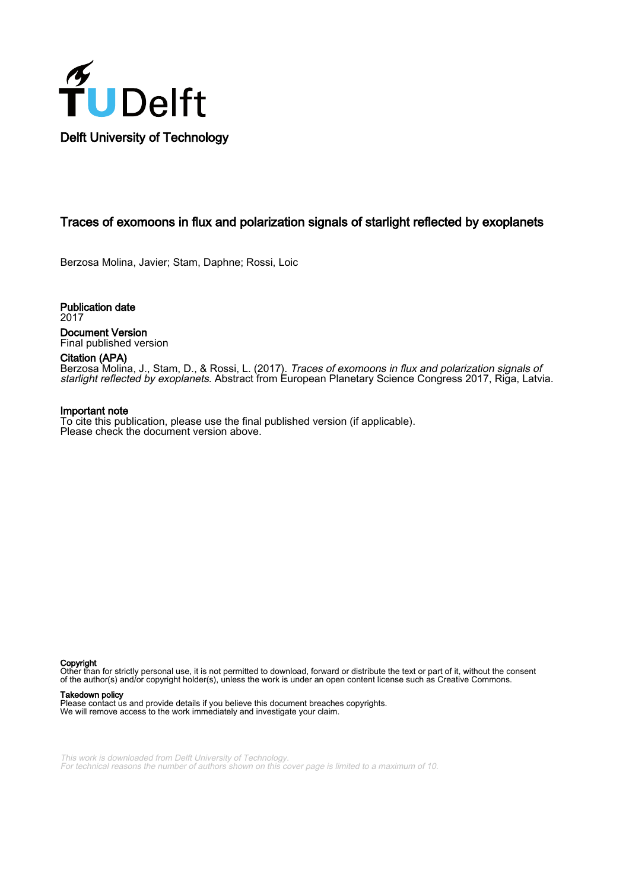Delft University of Technology

# Traces of exomoons in flux and polarization signals of starlight reflected by exoplanets

Berzosa Molina, Javier; Stam, Daphne; Rossi, Loic

**Publication date**
2017

**Document Version**
Final published version

**Citation (APA)**
Berzosa Molina, J., Stam, D., & Rossi, L. (2017). *Traces of exomoons in flux and polarization signals of starlight reflected by exoplanets*. Abstract from European Planetary Science Congress 2017, Riga, Latvia.

**Important note**
To cite this publication, please use the final published version (if applicable).
Please check the document version above.

**Copyright**
Other than for strictly personal use, it is not permitted to download, forward or distribute the text or part of it, without the consent of the author(s) and/or copyright holder(s), unless the work is under an open content license such as Creative Commons.

**Takedown policy**
Please contact us and provide details if you believe this document breaches copyrights.
We will remove access to the work immediately and investigate your claim.

*This work is downloaded from Delft University of Technology.*
*For technical reasons the number of authors shown on this cover page is limited to a maximum of 10.*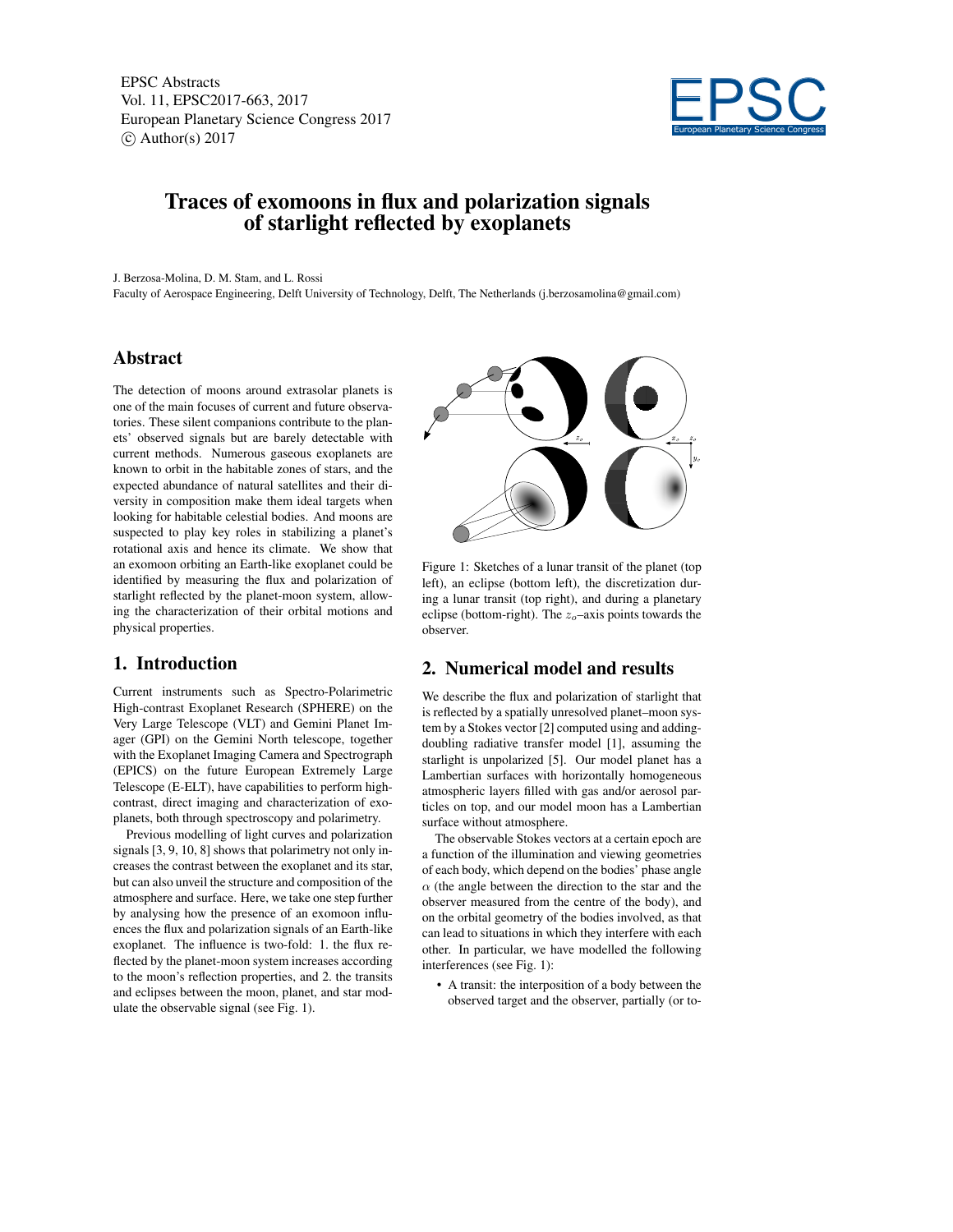# Traces of exomoons in flux and polarization signals of starlight reflected by exoplanets

J. Berzosa-Molina, D. M. Stam, and L. Rossi

Faculty of Aerospace Engineering, Delft University of Technology, Delft, The Netherlands (j.berzosamolina@gmail.com)

## Abstract

The detection of moons around extrasolar planets is one of the main focuses of current and future observatories. These silent companions contribute to the planets' observed signals but are barely detectable with current methods. Numerous gaseous exoplanets are known to orbit in the habitable zones of stars, and the expected abundance of natural satellites and their diversity in composition make them ideal targets when looking for habitable celestial bodies. And moons are suspected to play key roles in stabilizing a planet's rotational axis and hence its climate. We show that an exomoon orbiting an Earth-like exoplanet could be identified by measuring the flux and polarization of starlight reflected by the planet-moon system, allowing the characterization of their orbital motions and physical properties.

## 1. Introduction

Current instruments such as Spectro-Polarimetric High-contrast Exoplanet Research (SPHERE) on the Very Large Telescope (VLT) and Gemini Planet Imager (GPI) on the Gemini North telescope, together with the Exoplanet Imaging Camera and Spectrograph (EPICS) on the future European Extremely Large Telescope (E-ELT), have capabilities to perform high-contrast, direct imaging and characterization of exoplanets, both through spectroscopy and polarimetry.

Previous modelling of light curves and polarization signals [3, 9, 10, 8] shows that polarimetry not only increases the contrast between the exoplanet and its star, but can also unveil the structure and composition of the atmosphere and surface. Here, we take one step further by analysing how the presence of an exomoon influences the flux and polarization signals of an Earth-like exoplanet. The influence is two-fold: 1. the flux reflected by the planet-moon system increases according to the moon's reflection properties, and 2. the transits and eclipses between the moon, planet, and star modulate the observable signal (see Fig. 1).

Figure 1: Sketches of a lunar transit of the planet (top left), an eclipse (bottom left), the discretization during a lunar transit (top right), and during a planetary eclipse (bottom-right). The $z_o$–axis points towards the observer.

## 2. Numerical model and results

We describe the flux and polarization of starlight that is reflected by a spatially unresolved planet–moon system by a Stokes vector [2] computed using and adding-doubling radiative transfer model [1], assuming the starlight is unpolarized [5]. Our model planet has a Lambertian surfaces with horizontally homogeneous atmospheric layers filled with gas and/or aerosol particles on top, and our model moon has a Lambertian surface without atmosphere.

The observable Stokes vectors at a certain epoch are a function of the illumination and viewing geometries of each body, which depend on the bodies' phase angle $\alpha$ (the angle between the direction to the star and the observer measured from the centre of the body), and on the orbital geometry of the bodies involved, as that can lead to situations in which they interfere with each other. In particular, we have modelled the following interferences (see Fig. 1):

- A transit: the interposition of a body between the observed target and the observer, partially (or to-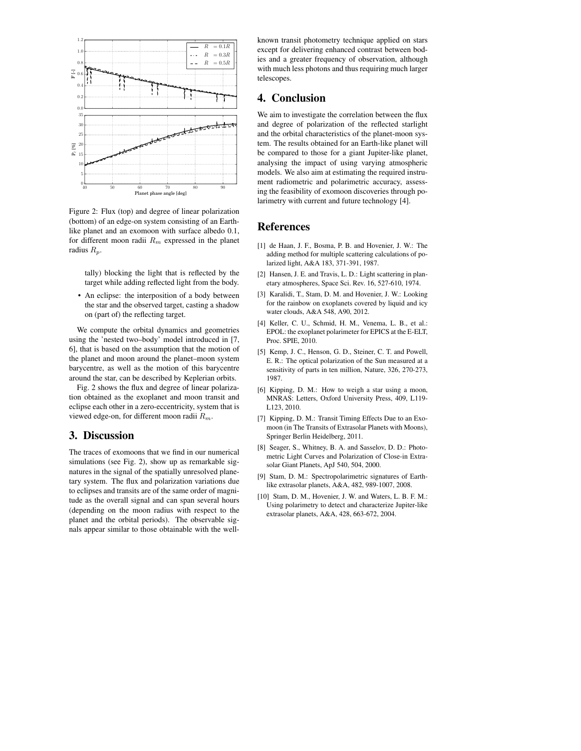1.2
1.0
0.8
0.6
0.4
0.2
0.0
F [-]

$R = 0.1R$
$R = 0.3R$
$R = 0.5R$

35
30
25
20
15
10
5
0
P [%]

40 50 60 70 80 90
Planet phase angle [deg]

Figure 2: Flux (top) and degree of linear polarization (bottom) of an edge-on system consisting of an Earth-like planet and an exomoon with surface albedo 0.1, for different moon radii $R_m$ expressed in the planet radius $R_p$.

tally) blocking the light that is reflected by the target while adding reflected light from the body.

- An eclipse: the interposition of a body between the star and the observed target, casting a shadow on (part of) the reflecting target.

We compute the orbital dynamics and geometries using the 'nested two–body' model introduced in [7, 6], that is based on the assumption that the motion of the planet and moon around the planet–moon system barycentre, as well as the motion of this barycentre around the star, can be described by Keplerian orbits.

Fig. 2 shows the flux and degree of linear polarization obtained as the exoplanet and moon transit and eclipse each other in a zero-eccentricity, system that is viewed edge-on, for different moon radii $R_m$.

## 3. Discussion

The traces of exomoons that we find in our numerical simulations (see Fig. 2), show up as remarkable signatures in the signal of the spatially unresolved planetary system. The flux and polarization variations due to eclipses and transits are of the same order of magnitude as the overall signal and can span several hours (depending on the moon radius with respect to the planet and the orbital periods). The observable signals appear similar to those obtainable with the well-known transit photometry technique applied on stars except for delivering enhanced contrast between bodies and a greater frequency of observation, although with much less photons and thus requiring much larger telescopes.

## 4. Conclusion

We aim to investigate the correlation between the flux and degree of polarization of the reflected starlight and the orbital characteristics of the planet-moon system. The results obtained for an Earth-like planet will be compared to those for a giant Jupiter-like planet, analysing the impact of using varying atmospheric models. We also aim at estimating the required instrument radiometric and polarimetric accuracy, assessing the feasibility of exomoon discoveries through polarimetry with current and future technology [4].

## References

[1] de Haan, J. F., Bosma, P. B. and Hovenier, J. W.: The adding method for multiple scattering calculations of polarized light, A&A 183, 371-391, 1987.

[2] Hansen, J. E. and Travis, L. D.: Light scattering in planetary atmospheres, Space Sci. Rev. 16, 527-610, 1974.

[3] Karalidi, T., Stam, D. M. and Hovenier, J. W.: Looking for the rainbow on exoplanets covered by liquid and icy water clouds, A&A 548, A90, 2012.

[4] Keller, C. U., Schmid, H. M., Venema, L. B., et al.: EPOL: the exoplanet polarimeter for EPICS at the E-ELT, Proc. SPIE, 2010.

[5] Kemp, J. C., Henson, G. D., Steiner, C. T. and Powell, E. R.: The optical polarization of the Sun measured at a sensitivity of parts in ten million, Nature, 326, 270-273, 1987.

[6] Kipping, D. M.: How to weigh a star using a moon, MNRAS: Letters, Oxford University Press, 409, L119-L123, 2010.

[7] Kipping, D. M.: Transit Timing Effects Due to an Exomoon (in The Transits of Extrasolar Planets with Moons), Springer Berlin Heidelberg, 2011.

[8] Seager, S., Whitney, B. A. and Sasselov, D. D.: Photometric Light Curves and Polarization of Close-in Extrasolar Giant Planets, ApJ 540, 504, 2000.

[9] Stam, D. M.: Spectropolarimetric signatures of Earth-like extrasolar planets, A&A, 482, 989-1007, 2008.

[10] Stam, D. M., Hovenier, J. W. and Waters, L. B. F. M.: Using polarimetry to detect and characterize Jupiter-like extrasolar planets, A&A, 428, 663-672, 2004.